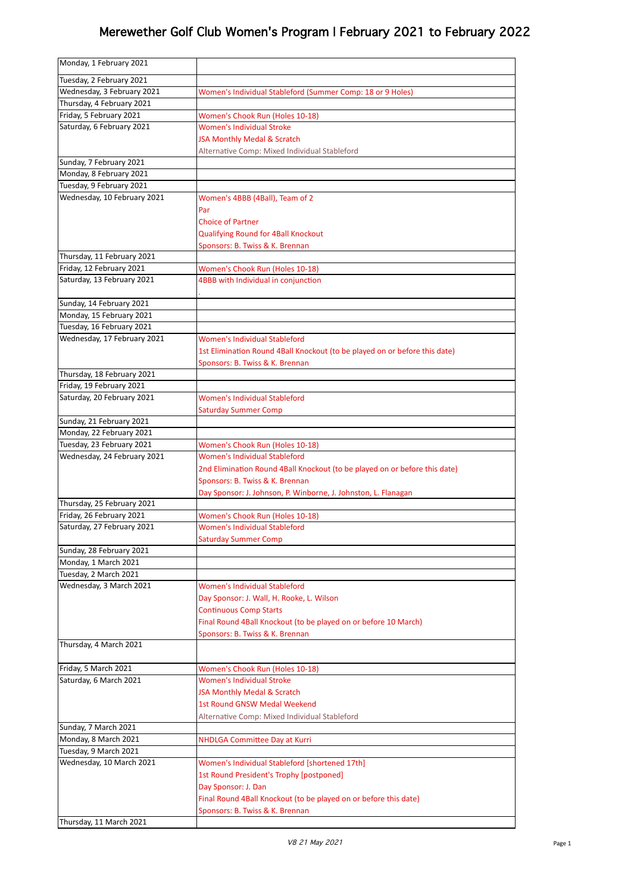# Merewether Golf Club Women's Program | February 2021 to February 2022

| | |
|---|---|
| Monday, 1 February 2021 | |
| Tuesday, 2 February 2021 | |
| Wednesday, 3 February 2021 | Women's Individual Stableford (Summer Comp: 18 or 9 Holes) |
| Thursday, 4 February 2021 | |
| Friday, 5 February 2021 | Women's Chook Run (Holes 10-18) |
| Saturday, 6 February 2021 | Women's Individual Stroke<br>JSA Monthly Medal & Scratch<br>Alternative Comp: Mixed Individual Stableford |
| Sunday, 7 February 2021 | |
| Monday, 8 February 2021 | |
| Tuesday, 9 February 2021 | |
| Wednesday, 10 February 2021 | Women's 4BBB (4Ball), Team of 2<br>Par<br>Choice of Partner<br>Qualifying Round for 4Ball Knockout<br>Sponsors: B. Twiss & K. Brennan |
| Thursday, 11 February 2021 | |
| Friday, 12 February 2021 | Women's Chook Run (Holes 10-18) |
| Saturday, 13 February 2021 | 4BBB with Individual in conjunction<br>. |
| Sunday, 14 February 2021 | |
| Monday, 15 February 2021 | |
| Tuesday, 16 February 2021 | |
| Wednesday, 17 February 2021 | Women's Individual Stableford<br>1st Elimination Round 4Ball Knockout (to be played on or before this date)<br>Sponsors: B. Twiss & K. Brennan |
| Thursday, 18 February 2021 | |
| Friday, 19 February 2021 | |
| Saturday, 20 February 2021 | Women's Individual Stableford<br>Saturday Summer Comp |
| Sunday, 21 February 2021 | |
| Monday, 22 February 2021 | |
| Tuesday, 23 February 2021 | Women's Chook Run (Holes 10-18) |
| Wednesday, 24 February 2021 | Women's Individual Stableford<br>2nd Elimination Round 4Ball Knockout (to be played on or before this date)<br>Sponsors: B. Twiss & K. Brennan<br>Day Sponsor: J. Johnson, P. Winborne, J. Johnston, L. Flanagan |
| Thursday, 25 February 2021 | |
| Friday, 26 February 2021 | Women's Chook Run (Holes 10-18) |
| Saturday, 27 February 2021 | Women's Individual Stableford<br>Saturday Summer Comp |
| Sunday, 28 February 2021 | |
| Monday, 1 March 2021 | |
| Tuesday, 2 March 2021 | |
| Wednesday, 3 March 2021 | Women's Individual Stableford<br>Day Sponsor: J. Wall, H. Rooke, L. Wilson<br>Continuous Comp Starts<br>Final Round 4Ball Knockout (to be played on or before 10 March)<br>Sponsors: B. Twiss & K. Brennan |
| Thursday, 4 March 2021 | |
| Friday, 5 March 2021 | Women's Chook Run (Holes 10-18) |
| Saturday, 6 March 2021 | Women's Individual Stroke<br>JSA Monthly Medal & Scratch<br>1st Round GNSW Medal Weekend<br>Alternative Comp: Mixed Individual Stableford |
| Sunday, 7 March 2021 | |
| Monday, 8 March 2021 | NHDLGA Committee Day at Kurri |
| Tuesday, 9 March 2021 | |
| Wednesday, 10 March 2021 | Women's Individual Stableford [shortened 17th]<br>1st Round President's Trophy [postponed]<br>Day Sponsor: J. Dan<br>Final Round 4Ball Knockout (to be played on or before this date)<br>Sponsors: B. Twiss & K. Brennan |
| Thursday, 11 March 2021 | |

*V8 21 May 2021*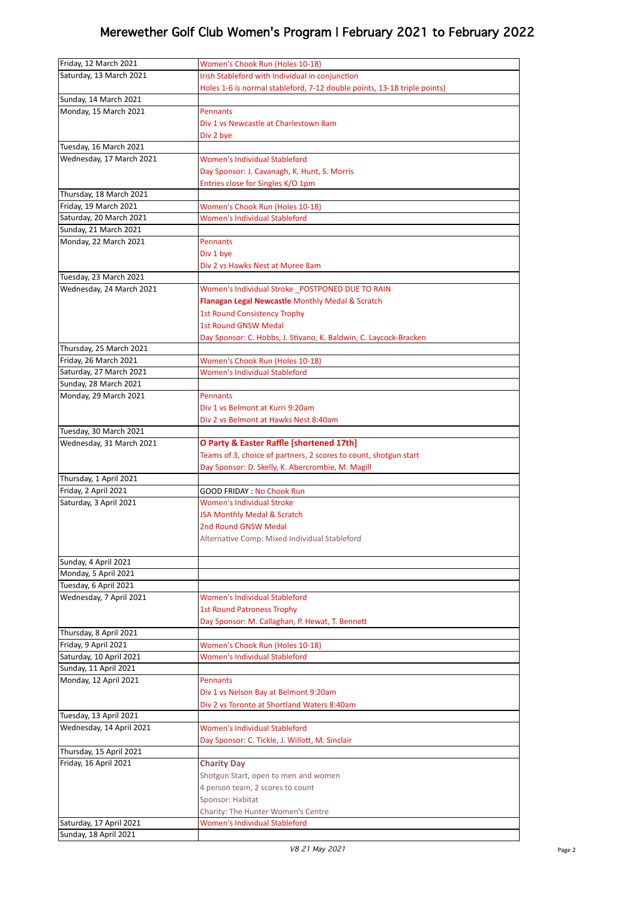# Merewether Golf Club Women's Program | February 2021 to February 2022

| Date | Event |
|---|---|
| Friday, 12 March 2021 | Women's Chook Run (Holes 10-18) |
| Saturday, 13 March 2021 | Irish Stableford with Individual in conjunction<br>Holes 1-6 is normal stableford, 7-12 double points, 13-18 triple points) |
| Sunday, 14 March 2021 | |
| Monday, 15 March 2021 | Pennants<br>Div 1 vs Newcastle at Charlestown 8am<br>Div 2 bye |
| Tuesday, 16 March 2021 | |
| Wednesday, 17 March 2021 | Women's Individual Stableford<br>Day Sponsor: J. Cavanagh, K. Hunt, S. Morris<br>Entries close for Singles K/O 1pm |
| Thursday, 18 March 2021 | |
| Friday, 19 March 2021 | Women's Chook Run (Holes 10-18) |
| Saturday, 20 March 2021 | Women's Individual Stableford |
| Sunday, 21 March 2021 | |
| Monday, 22 March 2021 | Pennants<br>Div 1 bye<br>Div 2 vs Hawks Nest at Muree 8am |
| Tuesday, 23 March 2021 | |
| Wednesday, 24 March 2021 | Women's Individual Stroke _POSTPONED DUE TO RAIN<br>**Flanagan Legal Newcastle** Monthly Medal & Scratch<br>1st Round Consistency Trophy<br>1st Round GNSW Medal<br>Day Sponsor: C. Hobbs, J. Stivano, K. Baldwin, C. Laycock-Bracken |
| Thursday, 25 March 2021 | |
| Friday, 26 March 2021 | Women's Chook Run (Holes 10-18) |
| Saturday, 27 March 2021 | Women's Individual Stableford |
| Sunday, 28 March 2021 | |
| Monday, 29 March 2021 | Pennants<br>Div 1 vs Belmont at Kurri 9:20am<br>Div 2 vs Belmont at Hawks Nest 8:40am |
| Tuesday, 30 March 2021 | |
| Wednesday, 31 March 2021 | **O Party & Easter Raffle [shortened 17th]**<br>Teams of 3, choice of partners, 2 scores to count, shotgun start<br>Day Sponsor: D. Skelly, K. Abercrombie, M. Magill |
| Thursday, 1 April 2021 | |
| Friday, 2 April 2021 | GOOD FRIDAY : No Chook Run |
| Saturday, 3 April 2021 | Women's Individual Stroke<br>JSA Monthly Medal & Scratch<br>2nd Round GNSW Medal<br>Alternative Comp: Mixed Individual Stableford |
| Sunday, 4 April 2021 | |
| Monday, 5 April 2021 | |
| Tuesday, 6 April 2021 | |
| Wednesday, 7 April 2021 | Women's Individual Stableford<br>1st Round Patroness Trophy<br>Day Sponsor: M. Callaghan, P. Hewat, T. Bennett |
| Thursday, 8 April 2021 | |
| Friday, 9 April 2021 | Women's Chook Run (Holes 10-18) |
| Saturday, 10 April 2021 | Women's Individual Stableford |
| Sunday, 11 April 2021 | |
| Monday, 12 April 2021 | Pennants<br>Div 1 vs Nelson Bay at Belmont 9:20am<br>Div 2 vs Toronto at Shortland Waters 8:40am |
| Tuesday, 13 April 2021 | |
| Wednesday, 14 April 2021 | Women's Individual Stableford<br>Day Sponsor: C. Tickle, J. Willott, M. Sinclair |
| Thursday, 15 April 2021 | |
| Friday, 16 April 2021 | **Charity Day**<br>Shotgun Start, open to men and women<br>4 person team, 2 scores to count<br>Sponsor: Habitat<br>Charity: The Hunter Women's Centre |
| Saturday, 17 April 2021 | Women's Individual Stableford |
| Sunday, 18 April 2021 | |

*V8 21 May 2021*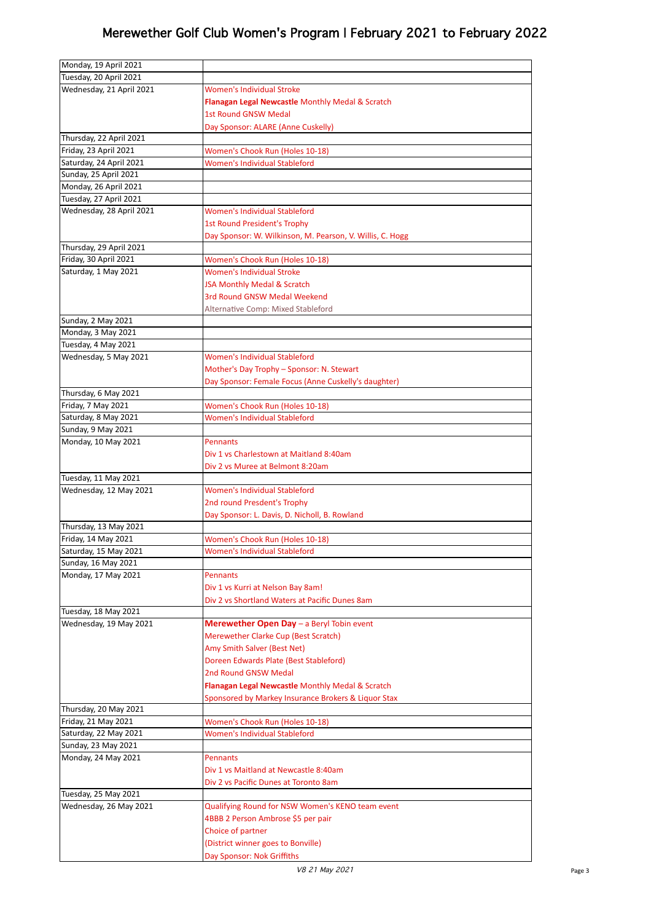# Merewether Golf Club Women's Program | February 2021 to February 2022

| | |
|---|---|
| Monday, 19 April 2021 | |
| Tuesday, 20 April 2021 | |
| Wednesday, 21 April 2021 | Women's Individual Stroke<br>**Flanagan Legal Newcastle** Monthly Medal & Scratch<br>1st Round GNSW Medal<br>Day Sponsor: ALARE (Anne Cuskelly) |
| Thursday, 22 April 2021 | |
| Friday, 23 April 2021 | Women's Chook Run (Holes 10-18) |
| Saturday, 24 April 2021 | Women's Individual Stableford |
| Sunday, 25 April 2021 | |
| Monday, 26 April 2021 | |
| Tuesday, 27 April 2021 | |
| Wednesday, 28 April 2021 | Women's Individual Stableford<br>1st Round President's Trophy<br>Day Sponsor: W. Wilkinson, M. Pearson, V. Willis, C. Hogg |
| Thursday, 29 April 2021 | |
| Friday, 30 April 2021 | Women's Chook Run (Holes 10-18) |
| Saturday, 1 May 2021 | Women's Individual Stroke<br>JSA Monthly Medal & Scratch<br>3rd Round GNSW Medal Weekend<br>Alternative Comp: Mixed Stableford |
| Sunday, 2 May 2021 | |
| Monday, 3 May 2021 | |
| Tuesday, 4 May 2021 | |
| Wednesday, 5 May 2021 | Women's Individual Stableford<br>Mother's Day Trophy – Sponsor: N. Stewart<br>Day Sponsor: Female Focus (Anne Cuskelly's daughter) |
| Thursday, 6 May 2021 | |
| Friday, 7 May 2021 | Women's Chook Run (Holes 10-18) |
| Saturday, 8 May 2021 | Women's Individual Stableford |
| Sunday, 9 May 2021 | |
| Monday, 10 May 2021 | Pennants<br>Div 1 vs Charlestown at Maitland 8:40am<br>Div 2 vs Muree at Belmont 8:20am |
| Tuesday, 11 May 2021 | |
| Wednesday, 12 May 2021 | Women's Individual Stableford<br>2nd round Presdent's Trophy<br>Day Sponsor: L. Davis, D. Nicholl, B. Rowland |
| Thursday, 13 May 2021 | |
| Friday, 14 May 2021 | Women's Chook Run (Holes 10-18) |
| Saturday, 15 May 2021 | Women's Individual Stableford |
| Sunday, 16 May 2021 | |
| Monday, 17 May 2021 | Pennants<br>Div 1 vs Kurri at Nelson Bay 8am!<br>Div 2 vs Shortland Waters at Pacific Dunes 8am |
| Tuesday, 18 May 2021 | |
| Wednesday, 19 May 2021 | **Merewether Open Day** – a Beryl Tobin event<br>Merewether Clarke Cup (Best Scratch)<br>Amy Smith Salver (Best Net)<br>Doreen Edwards Plate (Best Stableford)<br>2nd Round GNSW Medal<br>**Flanagan Legal Newcastle** Monthly Medal & Scratch<br>Sponsored by Markey Insurance Brokers & Liquor Stax |
| Thursday, 20 May 2021 | |
| Friday, 21 May 2021 | Women's Chook Run (Holes 10-18) |
| Saturday, 22 May 2021 | Women's Individual Stableford |
| Sunday, 23 May 2021 | |
| Monday, 24 May 2021 | Pennants<br>Div 1 vs Maitland at Newcastle 8:40am<br>Div 2 vs Pacific Dunes at Toronto 8am |
| Tuesday, 25 May 2021 | |
| Wednesday, 26 May 2021 | Qualifying Round for NSW Women's KENO team event<br>4BBB 2 Person Ambrose $5 per pair<br>Choice of partner<br>(District winner goes to Bonville)<br>Day Sponsor: Nok Griffiths |

*V8 21 May 2021*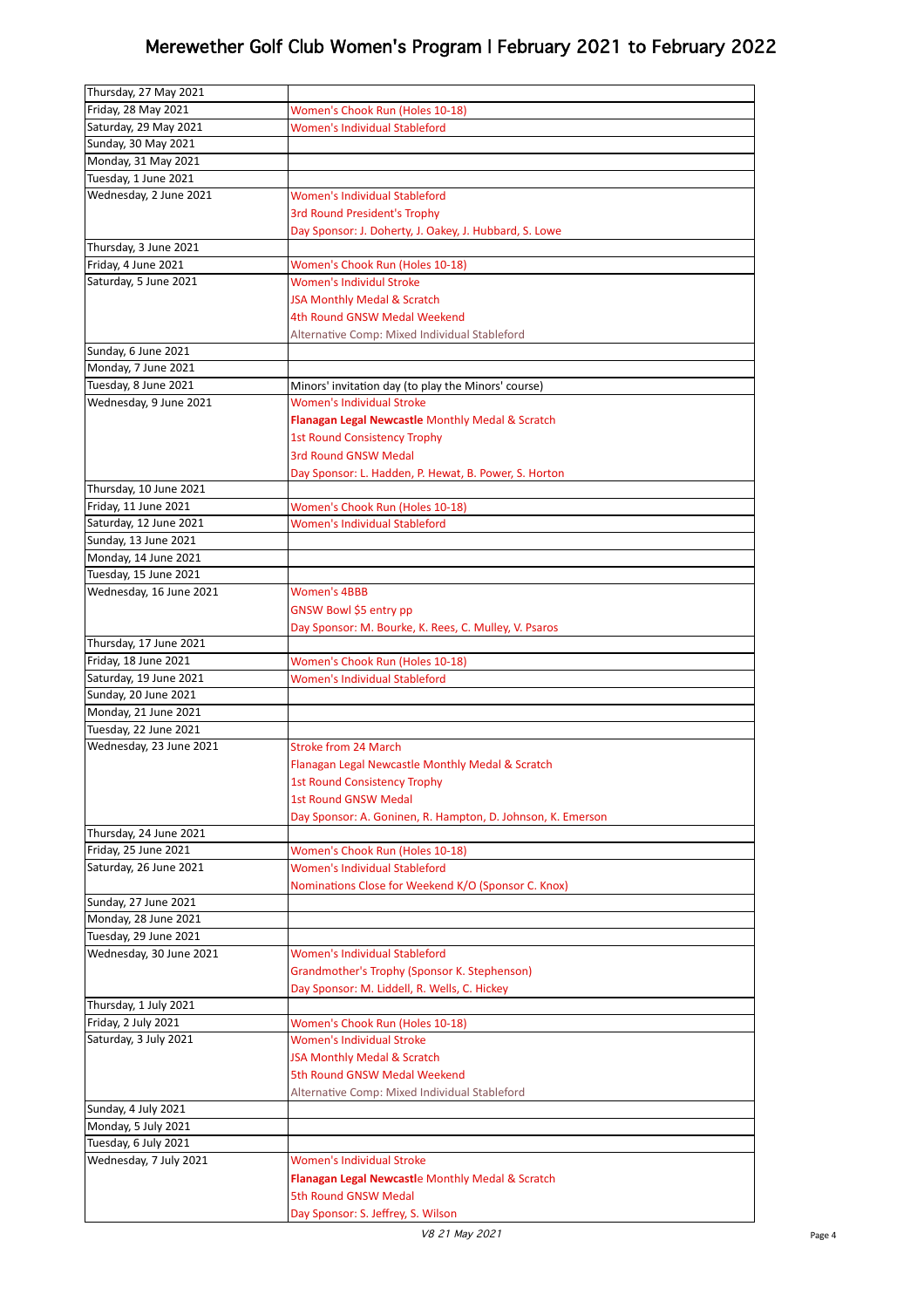# Merewether Golf Club Women's Program | February 2021 to February 2022

| Date | Event |
|---|---|
| Thursday, 27 May 2021 | |
| Friday, 28 May 2021 | Women's Chook Run (Holes 10-18) |
| Saturday, 29 May 2021 | Women's Individual Stableford |
| Sunday, 30 May 2021 | |
| Monday, 31 May 2021 | |
| Tuesday, 1 June 2021 | |
| Wednesday, 2 June 2021 | Women's Individual Stableford<br>3rd Round President's Trophy<br>Day Sponsor: J. Doherty, J. Oakey, J. Hubbard, S. Lowe |
| Thursday, 3 June 2021 | |
| Friday, 4 June 2021 | Women's Chook Run (Holes 10-18) |
| Saturday, 5 June 2021 | Women's Individul Stroke<br>JSA Monthly Medal & Scratch<br>4th Round GNSW Medal Weekend<br>Alternative Comp: Mixed Individual Stableford |
| Sunday, 6 June 2021 | |
| Monday, 7 June 2021 | |
| Tuesday, 8 June 2021 | Minors' invitation day (to play the Minors' course) |
| Wednesday, 9 June 2021 | Women's Individual Stroke<br>**Flanagan Legal Newcastle** Monthly Medal & Scratch<br>1st Round Consistency Trophy<br>3rd Round GNSW Medal<br>Day Sponsor: L. Hadden, P. Hewat, B. Power, S. Horton |
| Thursday, 10 June 2021 | |
| Friday, 11 June 2021 | Women's Chook Run (Holes 10-18) |
| Saturday, 12 June 2021 | Women's Individual Stableford |
| Sunday, 13 June 2021 | |
| Monday, 14 June 2021 | |
| Tuesday, 15 June 2021 | |
| Wednesday, 16 June 2021 | Women's 4BBB<br>GNSW Bowl $5 entry pp<br>Day Sponsor: M. Bourke, K. Rees, C. Mulley, V. Psaros |
| Thursday, 17 June 2021 | |
| Friday, 18 June 2021 | Women's Chook Run (Holes 10-18) |
| Saturday, 19 June 2021 | Women's Individual Stableford |
| Sunday, 20 June 2021 | |
| Monday, 21 June 2021 | |
| Tuesday, 22 June 2021 | |
| Wednesday, 23 June 2021 | Stroke from 24 March<br>Flanagan Legal Newcastle Monthly Medal & Scratch<br>1st Round Consistency Trophy<br>1st Round GNSW Medal<br>Day Sponsor: A. Goninen, R. Hampton, D. Johnson, K. Emerson |
| Thursday, 24 June 2021 | |
| Friday, 25 June 2021 | Women's Chook Run (Holes 10-18) |
| Saturday, 26 June 2021 | Women's Individual Stableford<br>Nominations Close for Weekend K/O (Sponsor C. Knox) |
| Sunday, 27 June 2021 | |
| Monday, 28 June 2021 | |
| Tuesday, 29 June 2021 | |
| Wednesday, 30 June 2021 | Women's Individual Stableford<br>Grandmother's Trophy (Sponsor K. Stephenson)<br>Day Sponsor: M. Liddell, R. Wells, C. Hickey |
| Thursday, 1 July 2021 | |
| Friday, 2 July 2021 | Women's Chook Run (Holes 10-18) |
| Saturday, 3 July 2021 | Women's Individual Stroke<br>JSA Monthly Medal & Scratch<br>5th Round GNSW Medal Weekend<br>Alternative Comp: Mixed Individual Stableford |
| Sunday, 4 July 2021 | |
| Monday, 5 July 2021 | |
| Tuesday, 6 July 2021 | |
| Wednesday, 7 July 2021 | Women's Individual Stroke<br>**Flanagan Legal Newcastl**e Monthly Medal & Scratch<br>5th Round GNSW Medal<br>Day Sponsor: S. Jeffrey, S. Wilson |

*V8 21 May 2021*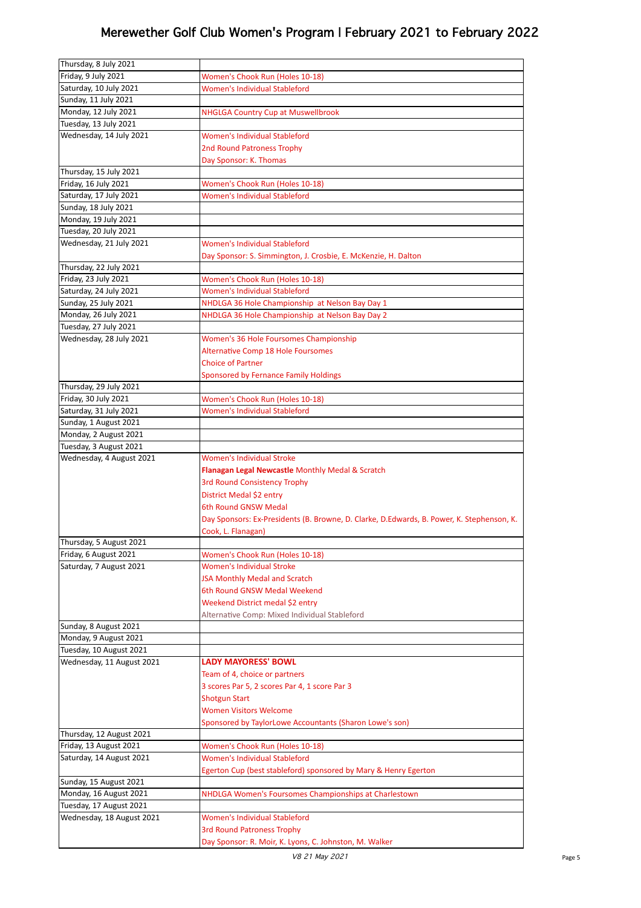# Merewether Golf Club Women's Program | February 2021 to February 2022

| Date | Event |
|---|---|
| Thursday, 8 July 2021 | |
| Friday, 9 July 2021 | Women's Chook Run (Holes 10-18) |
| Saturday, 10 July 2021 | Women's Individual Stableford |
| Sunday, 11 July 2021 | |
| Monday, 12 July 2021 | NHGLGA Country Cup at Muswellbrook |
| Tuesday, 13 July 2021 | |
| Wednesday, 14 July 2021 | Women's Individual Stableford<br>2nd Round Patroness Trophy<br>Day Sponsor: K. Thomas |
| Thursday, 15 July 2021 | |
| Friday, 16 July 2021 | Women's Chook Run (Holes 10-18) |
| Saturday, 17 July 2021 | Women's Individual Stableford |
| Sunday, 18 July 2021 | |
| Monday, 19 July 2021 | |
| Tuesday, 20 July 2021 | |
| Wednesday, 21 July 2021 | Women's Individual Stableford<br>Day Sponsor: S. Simmington, J. Crosbie, E. McKenzie, H. Dalton |
| Thursday, 22 July 2021 | |
| Friday, 23 July 2021 | Women's Chook Run (Holes 10-18) |
| Saturday, 24 July 2021 | Women's Individual Stableford |
| Sunday, 25 July 2021 | NHDLGA 36 Hole Championship at Nelson Bay Day 1 |
| Monday, 26 July 2021 | NHDLGA 36 Hole Championship at Nelson Bay Day 2 |
| Tuesday, 27 July 2021 | |
| Wednesday, 28 July 2021 | Women's 36 Hole Foursomes Championship<br>Alternative Comp 18 Hole Foursomes<br>Choice of Partner<br>Sponsored by Fernance Family Holdings |
| Thursday, 29 July 2021 | |
| Friday, 30 July 2021 | Women's Chook Run (Holes 10-18) |
| Saturday, 31 July 2021 | Women's Individual Stableford |
| Sunday, 1 August 2021 | |
| Monday, 2 August 2021 | |
| Tuesday, 3 August 2021 | |
| Wednesday, 4 August 2021 | Women's Individual Stroke<br>**Flanagan Legal Newcastle** Monthly Medal & Scratch<br>3rd Round Consistency Trophy<br>District Medal $2 entry<br>6th Round GNSW Medal<br>Day Sponsors: Ex-Presidents (B. Browne, D. Clarke, D.Edwards, B. Power, K. Stephenson, K. Cook, L. Flanagan) |
| Thursday, 5 August 2021 | |
| Friday, 6 August 2021 | Women's Chook Run (Holes 10-18) |
| Saturday, 7 August 2021 | Women's Individual Stroke<br>JSA Monthly Medal and Scratch<br>6th Round GNSW Medal Weekend<br>Weekend District medal $2 entry<br>Alternative Comp: Mixed Individual Stableford |
| Sunday, 8 August 2021 | |
| Monday, 9 August 2021 | |
| Tuesday, 10 August 2021 | |
| Wednesday, 11 August 2021 | **LADY MAYORESS' BOWL**<br>Team of 4, choice or partners<br>3 scores Par 5, 2 scores Par 4, 1 score Par 3<br>Shotgun Start<br>Women Visitors Welcome<br>Sponsored by TaylorLowe Accountants (Sharon Lowe's son) |
| Thursday, 12 August 2021 | |
| Friday, 13 August 2021 | Women's Chook Run (Holes 10-18) |
| Saturday, 14 August 2021 | Women's Individual Stableford<br>Egerton Cup (best stableford) sponsored by Mary & Henry Egerton |
| Sunday, 15 August 2021 | |
| Monday, 16 August 2021 | NHDLGA Women's Foursomes Championships at Charlestown |
| Tuesday, 17 August 2021 | |
| Wednesday, 18 August 2021 | Women's Individual Stableford<br>3rd Round Patroness Trophy<br>Day Sponsor: R. Moir, K. Lyons, C. Johnston, M. Walker |

*V8 21 May 2021*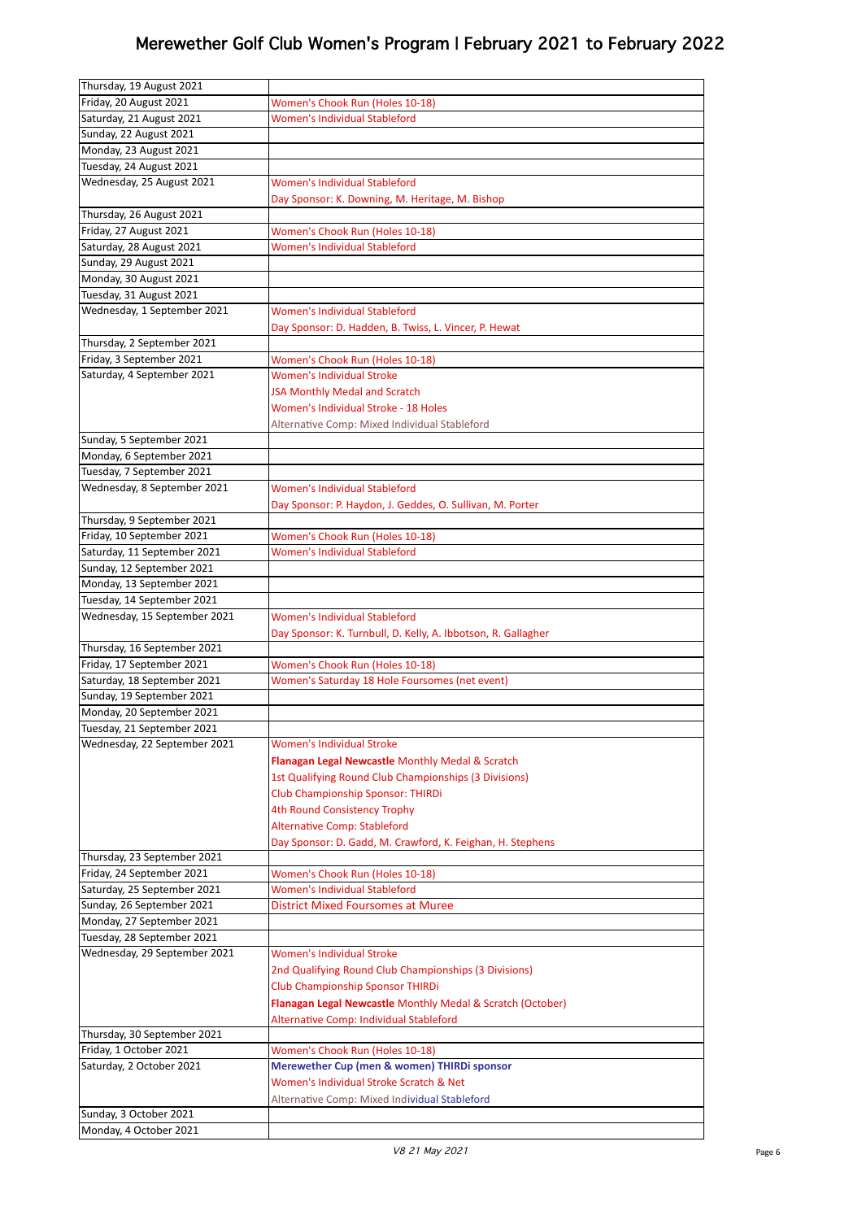# Merewether Golf Club Women's Program | February 2021 to February 2022

| Date | Event |
|---|---|
| Thursday, 19 August 2021 | |
| Friday, 20 August 2021 | Women's Chook Run (Holes 10-18) |
| Saturday, 21 August 2021 | Women's Individual Stableford |
| Sunday, 22 August 2021 | |
| Monday, 23 August 2021 | |
| Tuesday, 24 August 2021 | |
| Wednesday, 25 August 2021 | Women's Individual Stableford<br>Day Sponsor: K. Downing, M. Heritage, M. Bishop |
| Thursday, 26 August 2021 | |
| Friday, 27 August 2021 | Women's Chook Run (Holes 10-18) |
| Saturday, 28 August 2021 | Women's Individual Stableford |
| Sunday, 29 August 2021 | |
| Monday, 30 August 2021 | |
| Tuesday, 31 August 2021 | |
| Wednesday, 1 September 2021 | Women's Individual Stableford<br>Day Sponsor: D. Hadden, B. Twiss, L. Vincer, P. Hewat |
| Thursday, 2 September 2021 | |
| Friday, 3 September 2021 | Women's Chook Run (Holes 10-18) |
| Saturday, 4 September 2021 | Women's Individual Stroke<br>JSA Monthly Medal and Scratch<br>Women's Individual Stroke - 18 Holes<br>Alternative Comp: Mixed Individual Stableford |
| Sunday, 5 September 2021 | |
| Monday, 6 September 2021 | |
| Tuesday, 7 September 2021 | |
| Wednesday, 8 September 2021 | Women's Individual Stableford<br>Day Sponsor: P. Haydon, J. Geddes, O. Sullivan, M. Porter |
| Thursday, 9 September 2021 | |
| Friday, 10 September 2021 | Women's Chook Run (Holes 10-18) |
| Saturday, 11 September 2021 | Women's Individual Stableford |
| Sunday, 12 September 2021 | |
| Monday, 13 September 2021 | |
| Tuesday, 14 September 2021 | |
| Wednesday, 15 September 2021 | Women's Individual Stableford<br>Day Sponsor: K. Turnbull, D. Kelly, A. Ibbotson, R. Gallagher |
| Thursday, 16 September 2021 | |
| Friday, 17 September 2021 | Women's Chook Run (Holes 10-18) |
| Saturday, 18 September 2021 | Women's Saturday 18 Hole Foursomes (net event) |
| Sunday, 19 September 2021 | |
| Monday, 20 September 2021 | |
| Tuesday, 21 September 2021 | |
| Wednesday, 22 September 2021 | Women's Individual Stroke<br>**Flanagan Legal Newcastle** Monthly Medal & Scratch<br>1st Qualifying Round Club Championships (3 Divisions)<br>Club Championship Sponsor: THIRDi<br>4th Round Consistency Trophy<br>Alternative Comp: Stableford<br>Day Sponsor: D. Gadd, M. Crawford, K. Feighan, H. Stephens |
| Thursday, 23 September 2021 | |
| Friday, 24 September 2021 | Women's Chook Run (Holes 10-18) |
| Saturday, 25 September 2021 | Women's Individual Stableford |
| Sunday, 26 September 2021 | District Mixed Foursomes at Muree |
| Monday, 27 September 2021 | |
| Tuesday, 28 September 2021 | |
| Wednesday, 29 September 2021 | Women's Individual Stroke<br>2nd Qualifying Round Club Championships (3 Divisions)<br>Club Championship Sponsor THIRDi<br>**Flanagan Legal Newcastle** Monthly Medal & Scratch (October)<br>Alternative Comp: Individual Stableford |
| Thursday, 30 September 2021 | |
| Friday, 1 October 2021 | Women's Chook Run (Holes 10-18) |
| Saturday, 2 October 2021 | **Merewether Cup (men & women) THIRDi sponsor**<br>Women's Individual Stroke Scratch & Net<br>Alternative Comp: Mixed Individual Stableford |
| Sunday, 3 October 2021 | |
| Monday, 4 October 2021 | |

*V8 21 May 2021*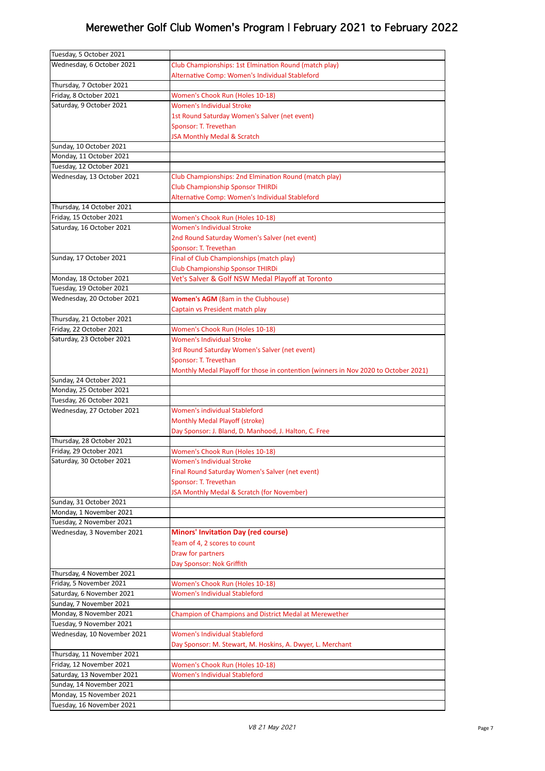# Merewether Golf Club Women's Program | February 2021 to February 2022

| | |
|---|---|
| Tuesday, 5 October 2021 | |
| Wednesday, 6 October 2021 | Club Championships: 1st Elmination Round (match play)<br>Alternative Comp: Women's Individual Stableford |
| Thursday, 7 October 2021 | |
| Friday, 8 October 2021 | Women's Chook Run (Holes 10-18) |
| Saturday, 9 October 2021 | Women's Individual Stroke<br>1st Round Saturday Women's Salver (net event)<br>Sponsor: T. Trevethan<br>JSA Monthly Medal & Scratch |
| Sunday, 10 October 2021 | |
| Monday, 11 October 2021 | |
| Tuesday, 12 October 2021 | |
| Wednesday, 13 October 2021 | Club Championships: 2nd Elmination Round (match play)<br>Club Championship Sponsor THIRDi<br>Alternative Comp: Women's Individual Stableford |
| Thursday, 14 October 2021 | |
| Friday, 15 October 2021 | Women's Chook Run (Holes 10-18) |
| Saturday, 16 October 2021 | Women's Individual Stroke<br>2nd Round Saturday Women's Salver (net event)<br>Sponsor: T. Trevethan |
| Sunday, 17 October 2021 | Final of Club Championships (match play)<br>Club Championship Sponsor THIRDi |
| Monday, 18 October 2021 | Vet's Salver & Golf NSW Medal Playoff at Toronto |
| Tuesday, 19 October 2021 | |
| Wednesday, 20 October 2021 | **Women's AGM** (8am in the Clubhouse)<br>Captain vs President match play |
| Thursday, 21 October 2021 | |
| Friday, 22 October 2021 | Women's Chook Run (Holes 10-18) |
| Saturday, 23 October 2021 | Women's Individual Stroke<br>3rd Round Saturday Women's Salver (net event)<br>Sponsor: T. Trevethan<br>Monthly Medal Playoff for those in contention (winners in Nov 2020 to October 2021) |
| Sunday, 24 October 2021 | |
| Monday, 25 October 2021 | |
| Tuesday, 26 October 2021 | |
| Wednesday, 27 October 2021 | Women's individual Stableford<br>Monthly Medal Playoff (stroke)<br>Day Sponsor: J. Bland, D. Manhood, J. Halton, C. Free |
| Thursday, 28 October 2021 | |
| Friday, 29 October 2021 | Women's Chook Run (Holes 10-18) |
| Saturday, 30 October 2021 | Women's Individual Stroke<br>Final Round Saturday Women's Salver (net event)<br>Sponsor: T. Trevethan<br>JSA Monthly Medal & Scratch (for November) |
| Sunday, 31 October 2021 | |
| Monday, 1 November 2021 | |
| Tuesday, 2 November 2021 | |
| Wednesday, 3 November 2021 | **Minors' Invitation Day (red course)**<br>Team of 4, 2 scores to count<br>Draw for partners<br>Day Sponsor: Nok Griffith |
| Thursday, 4 November 2021 | |
| Friday, 5 November 2021 | Women's Chook Run (Holes 10-18) |
| Saturday, 6 November 2021 | Women's Individual Stableford |
| Sunday, 7 November 2021 | |
| Monday, 8 November 2021 | Champion of Champions and District Medal at Merewether |
| Tuesday, 9 November 2021 | |
| Wednesday, 10 November 2021 | Women's Individual Stableford<br>Day Sponsor: M. Stewart, M. Hoskins, A. Dwyer, L. Merchant |
| Thursday, 11 November 2021 | |
| Friday, 12 November 2021 | Women's Chook Run (Holes 10-18) |
| Saturday, 13 November 2021 | Women's Individual Stableford |
| Sunday, 14 November 2021 | |
| Monday, 15 November 2021 | |
| Tuesday, 16 November 2021 | |

*V8 21 May 2021*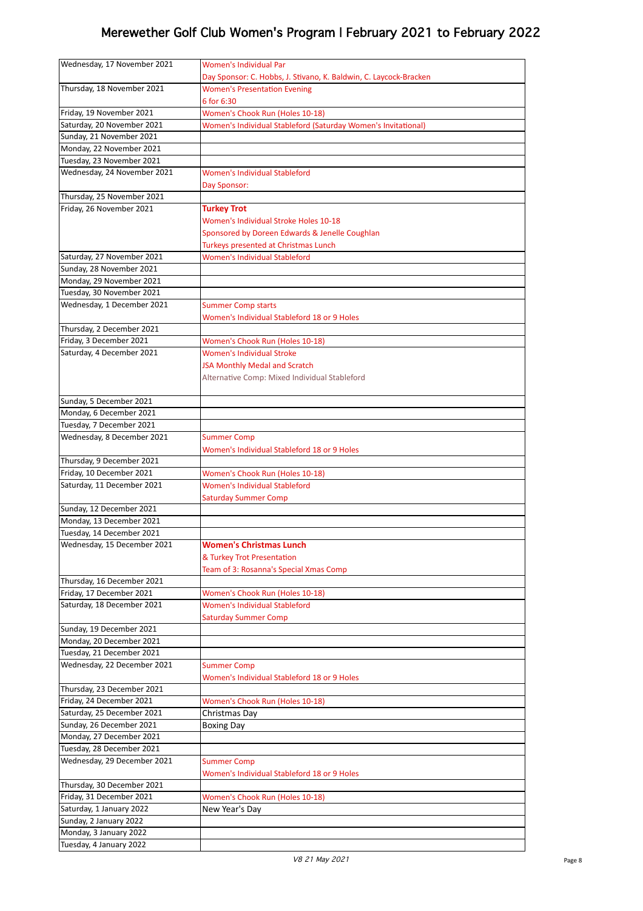# Merewether Golf Club Women's Program | February 2021 to February 2022

| | |
|---|---|
| Wednesday, 17 November 2021 | Women's Individual Par<br>Day Sponsor: C. Hobbs, J. Stivano, K. Baldwin, C. Laycock-Bracken |
| Thursday, 18 November 2021 | Women's Presentation Evening<br>6 for 6:30 |
| Friday, 19 November 2021 | Women's Chook Run (Holes 10-18) |
| Saturday, 20 November 2021 | Women's Individual Stableford (Saturday Women's Invitational) |
| Sunday, 21 November 2021 | |
| Monday, 22 November 2021 | |
| Tuesday, 23 November 2021 | |
| Wednesday, 24 November 2021 | Women's Individual Stableford<br>Day Sponsor: |
| Thursday, 25 November 2021 | |
| Friday, 26 November 2021 | **Turkey Trot**<br>Women's Individual Stroke Holes 10-18<br>Sponsored by Doreen Edwards & Jenelle Coughlan<br>Turkeys presented at Christmas Lunch |
| Saturday, 27 November 2021 | Women's Individual Stableford |
| Sunday, 28 November 2021 | |
| Monday, 29 November 2021 | |
| Tuesday, 30 November 2021 | |
| Wednesday, 1 December 2021 | Summer Comp starts<br>Women's Individual Stableford 18 or 9 Holes |
| Thursday, 2 December 2021 | |
| Friday, 3 December 2021 | Women's Chook Run (Holes 10-18) |
| Saturday, 4 December 2021 | Women's Individual Stroke<br>JSA Monthly Medal and Scratch<br>Alternative Comp: Mixed Individual Stableford |
| Sunday, 5 December 2021 | |
| Monday, 6 December 2021 | |
| Tuesday, 7 December 2021 | |
| Wednesday, 8 December 2021 | Summer Comp<br>Women's Individual Stableford 18 or 9 Holes |
| Thursday, 9 December 2021 | |
| Friday, 10 December 2021 | Women's Chook Run (Holes 10-18) |
| Saturday, 11 December 2021 | Women's Individual Stableford<br>Saturday Summer Comp |
| Sunday, 12 December 2021 | |
| Monday, 13 December 2021 | |
| Tuesday, 14 December 2021 | |
| Wednesday, 15 December 2021 | **Women's Christmas Lunch**<br>& Turkey Trot Presentation<br>Team of 3: Rosanna's Special Xmas Comp |
| Thursday, 16 December 2021 | |
| Friday, 17 December 2021 | Women's Chook Run (Holes 10-18) |
| Saturday, 18 December 2021 | Women's Individual Stableford<br>Saturday Summer Comp |
| Sunday, 19 December 2021 | |
| Monday, 20 December 2021 | |
| Tuesday, 21 December 2021 | |
| Wednesday, 22 December 2021 | Summer Comp<br>Women's Individual Stableford 18 or 9 Holes |
| Thursday, 23 December 2021 | |
| Friday, 24 December 2021 | Women's Chook Run (Holes 10-18) |
| Saturday, 25 December 2021 | Christmas Day |
| Sunday, 26 December 2021 | Boxing Day |
| Monday, 27 December 2021 | |
| Tuesday, 28 December 2021 | |
| Wednesday, 29 December 2021 | Summer Comp<br>Women's Individual Stableford 18 or 9 Holes |
| Thursday, 30 December 2021 | |
| Friday, 31 December 2021 | Women's Chook Run (Holes 10-18) |
| Saturday, 1 January 2022 | New Year's Day |
| Sunday, 2 January 2022 | |
| Monday, 3 January 2022 | |
| Tuesday, 4 January 2022 | |

*V8 21 May 2021*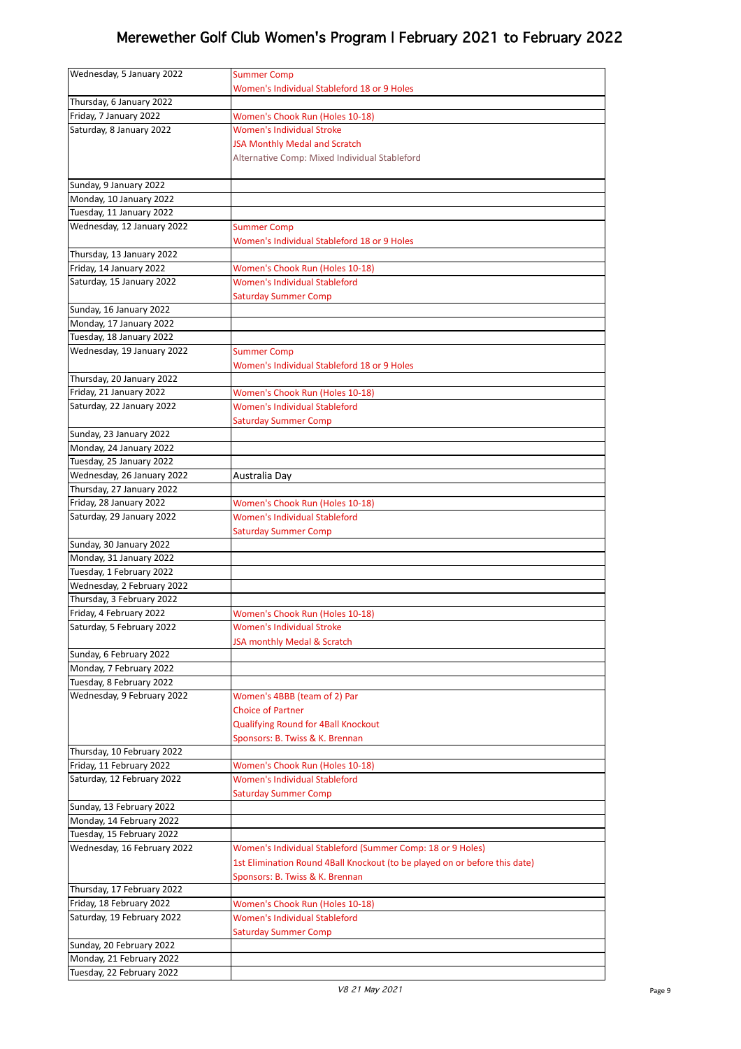# Merewether Golf Club Women's Program | February 2021 to February 2022

| | |
|---|---|
| Wednesday, 5 January 2022 | Summer Comp<br>Women's Individual Stableford 18 or 9 Holes |
| Thursday, 6 January 2022 | |
| Friday, 7 January 2022 | Women's Chook Run (Holes 10-18) |
| Saturday, 8 January 2022 | Women's Individual Stroke<br>JSA Monthly Medal and Scratch<br>Alternative Comp: Mixed Individual Stableford |
| Sunday, 9 January 2022 | |
| Monday, 10 January 2022 | |
| Tuesday, 11 January 2022 | |
| Wednesday, 12 January 2022 | Summer Comp<br>Women's Individual Stableford 18 or 9 Holes |
| Thursday, 13 January 2022 | |
| Friday, 14 January 2022 | Women's Chook Run (Holes 10-18) |
| Saturday, 15 January 2022 | Women's Individual Stableford<br>Saturday Summer Comp |
| Sunday, 16 January 2022 | |
| Monday, 17 January 2022 | |
| Tuesday, 18 January 2022 | |
| Wednesday, 19 January 2022 | Summer Comp<br>Women's Individual Stableford 18 or 9 Holes |
| Thursday, 20 January 2022 | |
| Friday, 21 January 2022 | Women's Chook Run (Holes 10-18) |
| Saturday, 22 January 2022 | Women's Individual Stableford<br>Saturday Summer Comp |
| Sunday, 23 January 2022 | |
| Monday, 24 January 2022 | |
| Tuesday, 25 January 2022 | |
| Wednesday, 26 January 2022 | Australia Day |
| Thursday, 27 January 2022 | |
| Friday, 28 January 2022 | Women's Chook Run (Holes 10-18) |
| Saturday, 29 January 2022 | Women's Individual Stableford<br>Saturday Summer Comp |
| Sunday, 30 January 2022 | |
| Monday, 31 January 2022 | |
| Tuesday, 1 February 2022 | |
| Wednesday, 2 February 2022 | |
| Thursday, 3 February 2022 | |
| Friday, 4 February 2022 | Women's Chook Run (Holes 10-18) |
| Saturday, 5 February 2022 | Women's Individual Stroke<br>JSA monthly Medal & Scratch |
| Sunday, 6 February 2022 | |
| Monday, 7 February 2022 | |
| Tuesday, 8 February 2022 | |
| Wednesday, 9 February 2022 | Women's 4BBB (team of 2) Par<br>Choice of Partner<br>Qualifying Round for 4Ball Knockout<br>Sponsors: B. Twiss & K. Brennan |
| Thursday, 10 February 2022 | |
| Friday, 11 February 2022 | Women's Chook Run (Holes 10-18) |
| Saturday, 12 February 2022 | Women's Individual Stableford<br>Saturday Summer Comp |
| Sunday, 13 February 2022 | |
| Monday, 14 February 2022 | |
| Tuesday, 15 February 2022 | |
| Wednesday, 16 February 2022 | Women's Individual Stableford (Summer Comp: 18 or 9 Holes)<br>1st Elimination Round 4Ball Knockout (to be played on or before this date)<br>Sponsors: B. Twiss & K. Brennan |
| Thursday, 17 February 2022 | |
| Friday, 18 February 2022 | Women's Chook Run (Holes 10-18) |
| Saturday, 19 February 2022 | Women's Individual Stableford<br>Saturday Summer Comp |
| Sunday, 20 February 2022 | |
| Monday, 21 February 2022 | |
| Tuesday, 22 February 2022 | |

*V8 21 May 2021*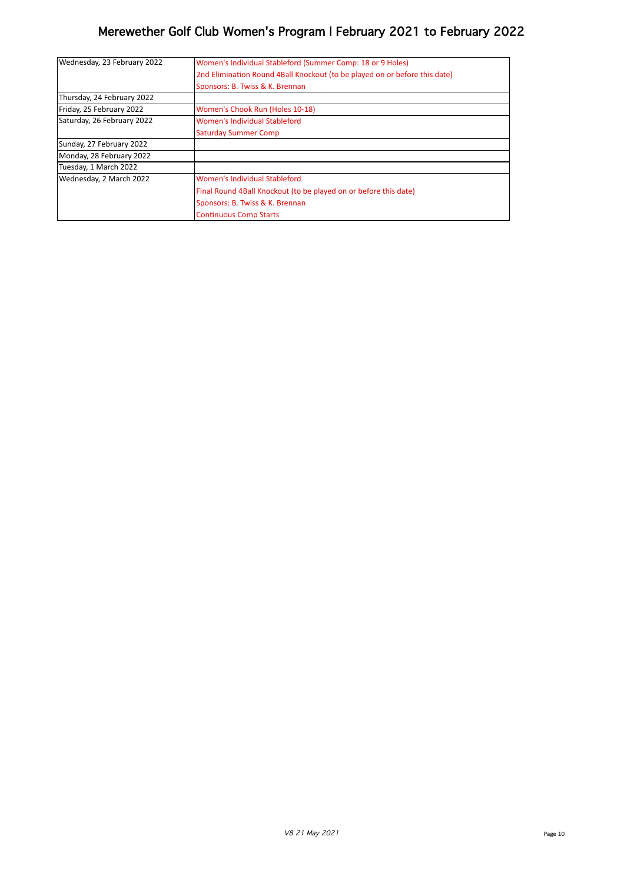# Merewether Golf Club Women's Program | February 2021 to February 2022

| | |
|---|---|
| Wednesday, 23 February 2022 | Women's Individual Stableford (Summer Comp: 18 or 9 Holes)<br>2nd Elimination Round 4Ball Knockout (to be played on or before this date)<br>Sponsors: B. Twiss & K. Brennan |
| Thursday, 24 February 2022 | |
| Friday, 25 February 2022 | Women's Chook Run (Holes 10-18) |
| Saturday, 26 February 2022 | Women's Individual Stableford<br>Saturday Summer Comp |
| Sunday, 27 February 2022 | |
| Monday, 28 February 2022 | |
| Tuesday, 1 March 2022 | |
| Wednesday, 2 March 2022 | Women's Individual Stableford<br>Final Round 4Ball Knockout (to be played on or before this date)<br>Sponsors: B. Twiss & K. Brennan<br>Continuous Comp Starts |

*V8 21 May 2021*